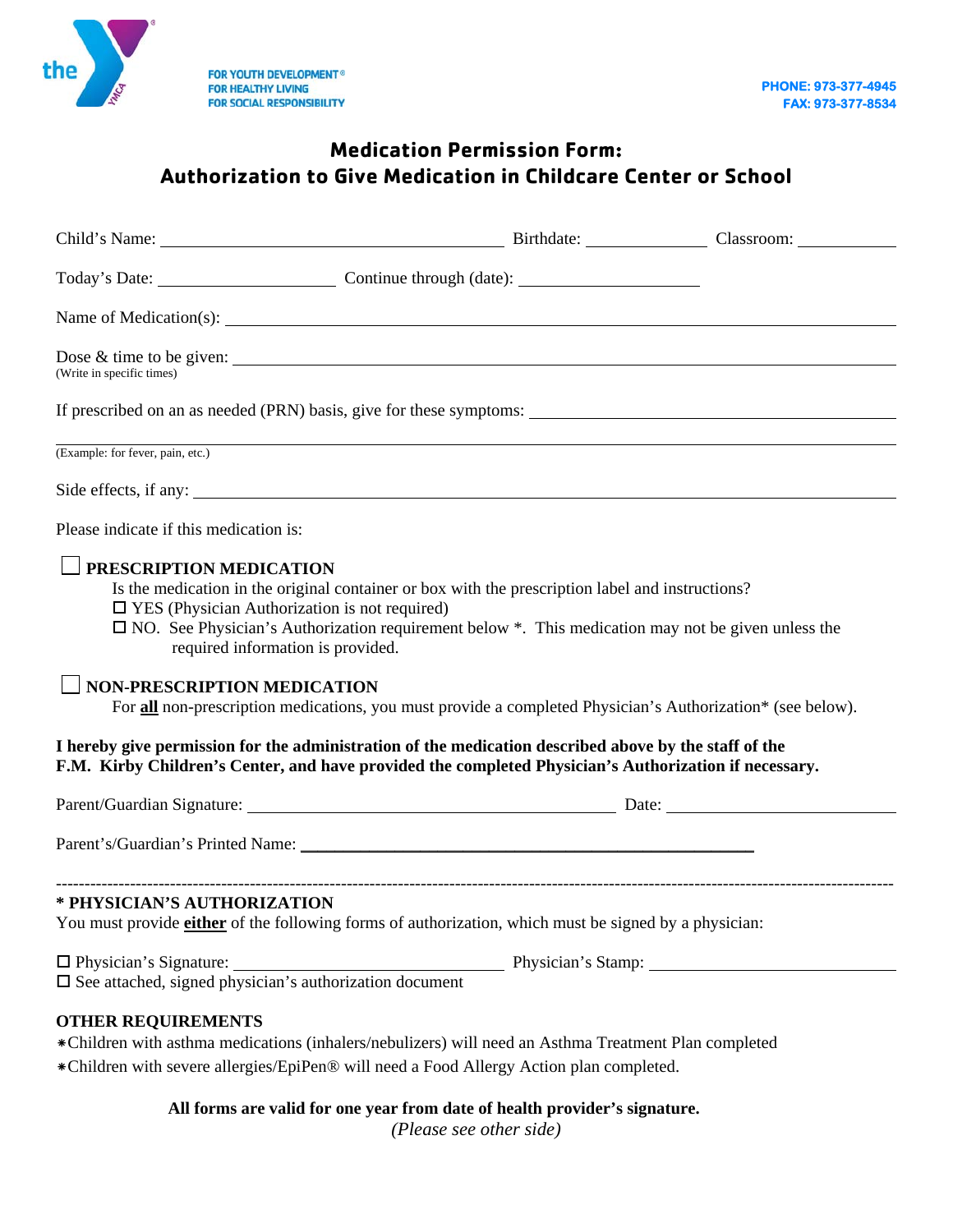the YMCA

FOR YOUTH DEVELOPMENT®
FOR HEALTHY LIVING
FOR SOCIAL RESPONSIBILITY

PHONE: 973-377-4945
FAX: 973-377-8534

# Medication Permission Form:
# Authorization to Give Medication in Childcare Center or School

Child's Name: ______________________________ Birthdate: ____________ Classroom: __________

Today's Date: __________________ Continue through (date): __________________

Name of Medication(s): ____________________________________________________________

Dose & time to be given: ____________________________________________________________
(Write in specific times)

If prescribed on an as needed (PRN) basis, give for these symptoms: ________________________________

(Example: for fever, pain, etc.)

Side effects, if any: ____________________________________________________________

Please indicate if this medication is:

☐ **PRESCRIPTION MEDICATION**

Is the medication in the original container or box with the prescription label and instructions?
☐ YES (Physician Authorization is not required)
☐ NO. See Physician's Authorization requirement below *. This medication may not be given unless the required information is provided.

☐ **NON-PRESCRIPTION MEDICATION**

For **all** non-prescription medications, you must provide a completed Physician's Authorization* (see below).

**I hereby give permission for the administration of the medication described above by the staff of the F.M. Kirby Children's Center, and have provided the completed Physician's Authorization if necessary.**

Parent/Guardian Signature: ______________________________ Date: ____________________

Parent's/Guardian's Printed Name: ______________________________________________

---

**\* PHYSICIAN'S AUTHORIZATION**

You must provide **either** of the following forms of authorization, which must be signed by a physician:

☐ Physician's Signature: __________________________ Physician's Stamp: ______________________
☐ See attached, signed physician's authorization document

**OTHER REQUIREMENTS**

∗Children with asthma medications (inhalers/nebulizers) will need an Asthma Treatment Plan completed
∗Children with severe allergies/EpiPen® will need a Food Allergy Action plan completed.

**All forms are valid for one year from date of health provider's signature.**

*(Please see other side)*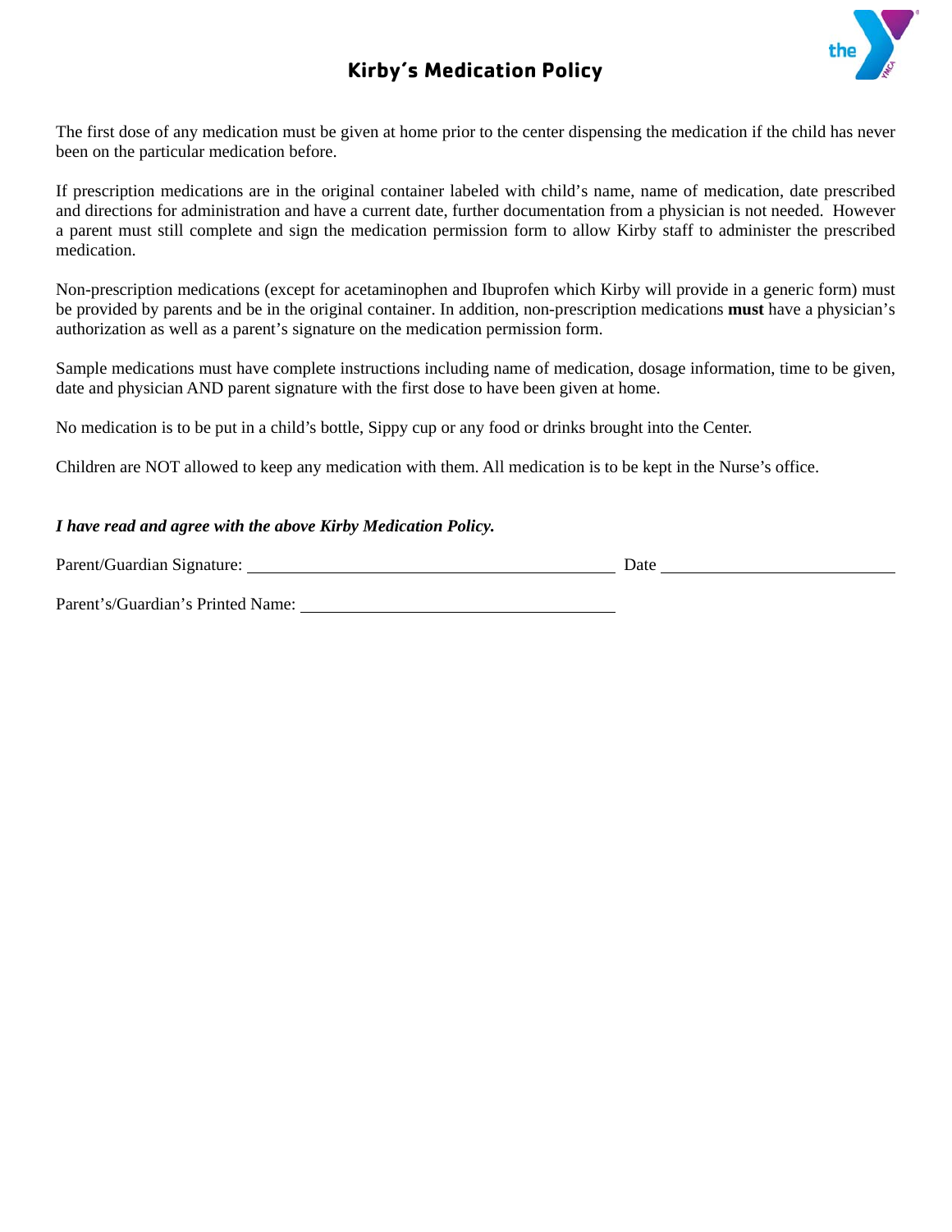# Kirby's Medication Policy

The first dose of any medication must be given at home prior to the center dispensing the medication if the child has never been on the particular medication before.

If prescription medications are in the original container labeled with child's name, name of medication, date prescribed and directions for administration and have a current date, further documentation from a physician is not needed. However a parent must still complete and sign the medication permission form to allow Kirby staff to administer the prescribed medication.

Non-prescription medications (except for acetaminophen and Ibuprofen which Kirby will provide in a generic form) must be provided by parents and be in the original container. In addition, non-prescription medications **must** have a physician's authorization as well as a parent's signature on the medication permission form.

Sample medications must have complete instructions including name of medication, dosage information, time to be given, date and physician AND parent signature with the first dose to have been given at home.

No medication is to be put in a child's bottle, Sippy cup or any food or drinks brought into the Center.

Children are NOT allowed to keep any medication with them. All medication is to be kept in the Nurse's office.

***I have read and agree with the above Kirby Medication Policy.***

Parent/Guardian Signature: ____________________________________ Date ________________________

Parent's/Guardian's Printed Name: ________________________________